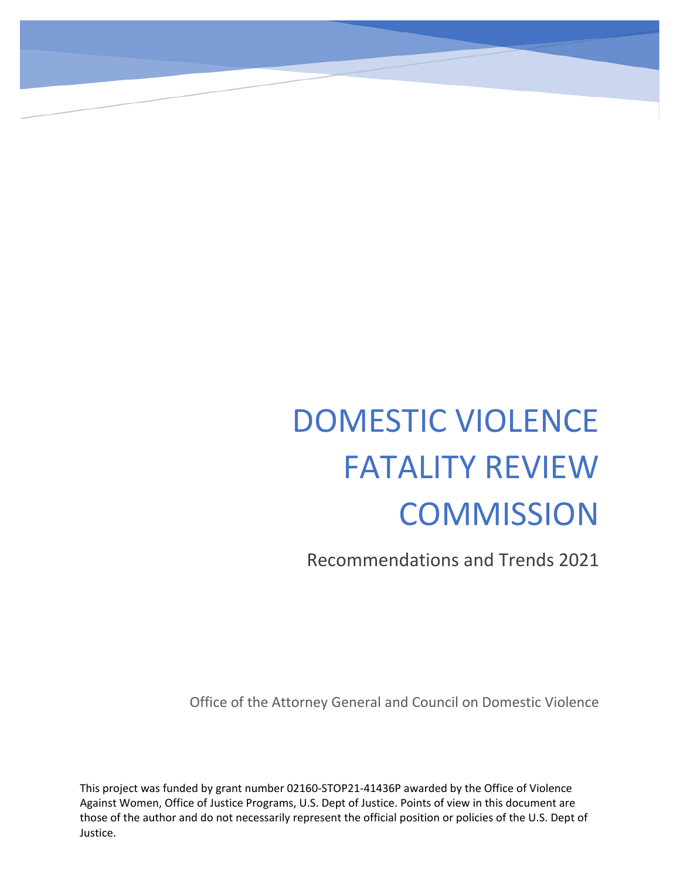# DOMESTIC VIOLENCE FATALITY REVIEW COMMISSION

Recommendations and Trends 2021

Office of the Attorney General and Council on Domestic Violence

This project was funded by grant number 02160-STOP21-41436P awarded by the Office of Violence Against Women, Office of Justice Programs, U.S. Dept of Justice. Points of view in this document are those of the author and do not necessarily represent the official position or policies of the U.S. Dept of Justice.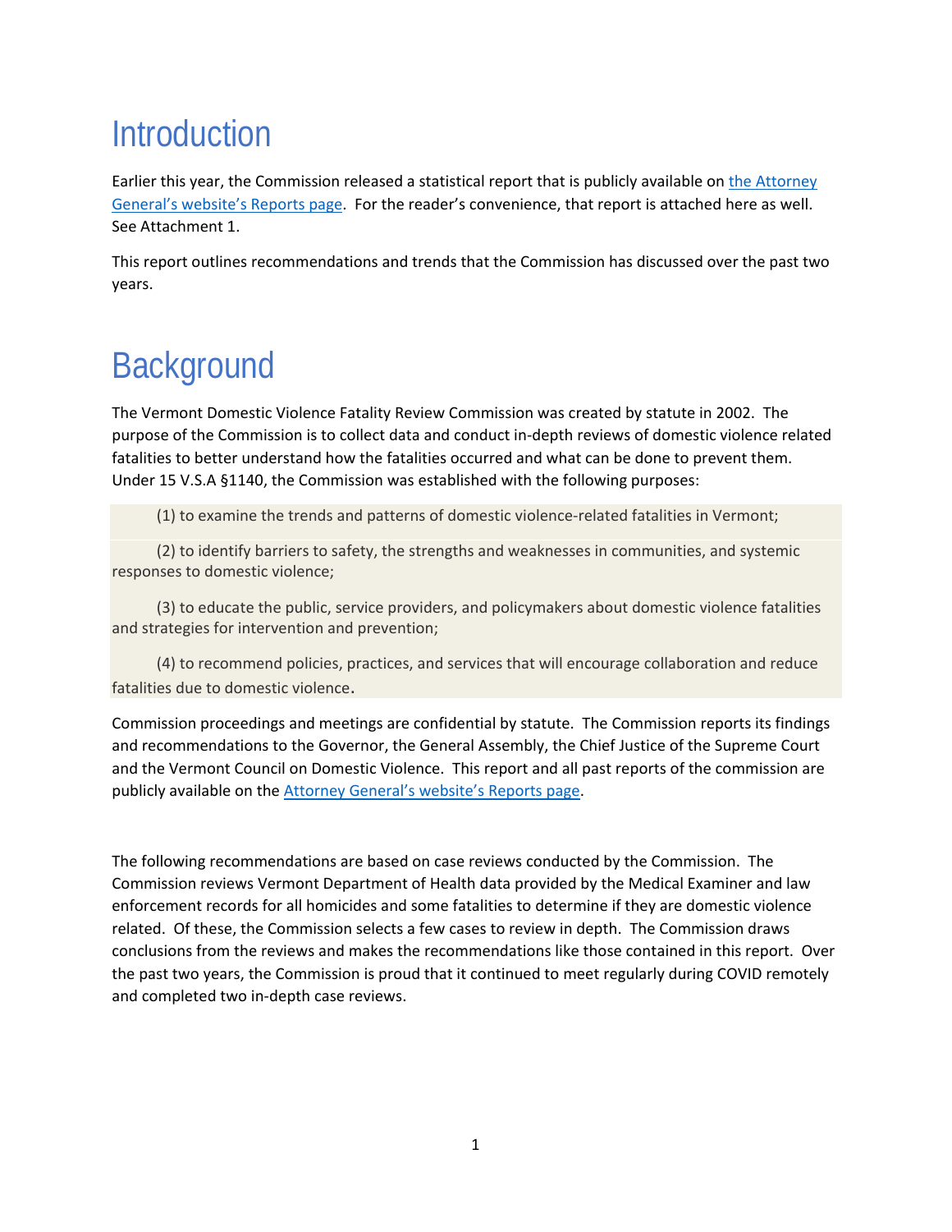# Introduction

Earlier this year, the Commission released a statistical report that is publicly available on the Attorney General's website's Reports page. For the reader's convenience, that report is attached here as well. See Attachment 1.

This report outlines recommendations and trends that the Commission has discussed over the past two years.

# Background

The Vermont Domestic Violence Fatality Review Commission was created by statute in 2002. The purpose of the Commission is to collect data and conduct in-depth reviews of domestic violence related fatalities to better understand how the fatalities occurred and what can be done to prevent them. Under 15 V.S.A §1140, the Commission was established with the following purposes:

> (1) to examine the trends and patterns of domestic violence-related fatalities in Vermont;
>
> (2) to identify barriers to safety, the strengths and weaknesses in communities, and systemic responses to domestic violence;
>
> (3) to educate the public, service providers, and policymakers about domestic violence fatalities and strategies for intervention and prevention;
>
> (4) to recommend policies, practices, and services that will encourage collaboration and reduce fatalities due to domestic violence.

Commission proceedings and meetings are confidential by statute. The Commission reports its findings and recommendations to the Governor, the General Assembly, the Chief Justice of the Supreme Court and the Vermont Council on Domestic Violence. This report and all past reports of the commission are publicly available on the Attorney General's website's Reports page.

The following recommendations are based on case reviews conducted by the Commission. The Commission reviews Vermont Department of Health data provided by the Medical Examiner and law enforcement records for all homicides and some fatalities to determine if they are domestic violence related. Of these, the Commission selects a few cases to review in depth. The Commission draws conclusions from the reviews and makes the recommendations like those contained in this report. Over the past two years, the Commission is proud that it continued to meet regularly during COVID remotely and completed two in-depth case reviews.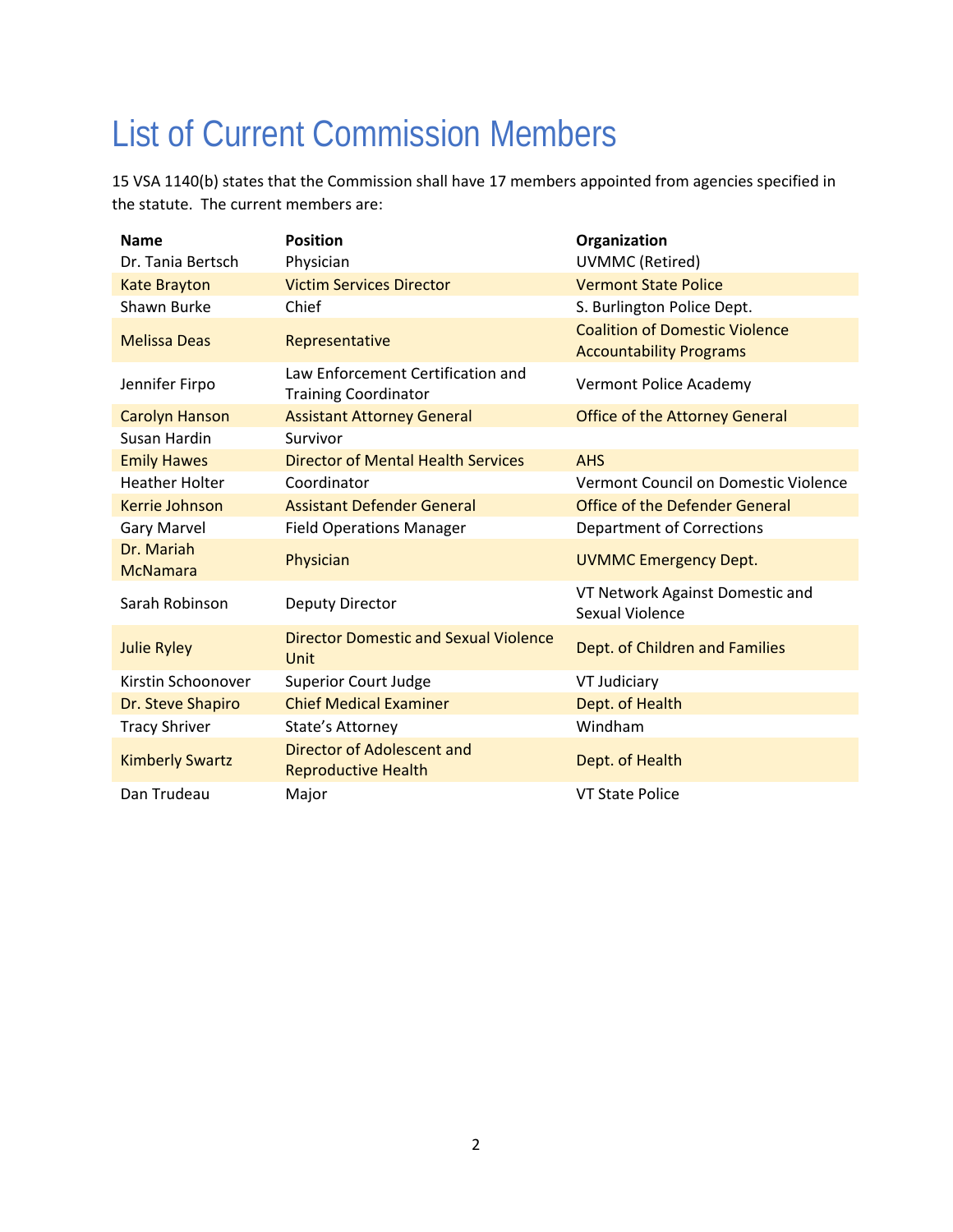# List of Current Commission Members

15 VSA 1140(b) states that the Commission shall have 17 members appointed from agencies specified in the statute. The current members are:

| Name | Position | Organization |
|---|---|---|
| Dr. Tania Bertsch | Physician | UVMMC (Retired) |
| Kate Brayton | Victim Services Director | Vermont State Police |
| Shawn Burke | Chief | S. Burlington Police Dept. |
| Melissa Deas | Representative | Coalition of Domestic Violence Accountability Programs |
| Jennifer Firpo | Law Enforcement Certification and Training Coordinator | Vermont Police Academy |
| Carolyn Hanson | Assistant Attorney General | Office of the Attorney General |
| Susan Hardin | Survivor | |
| Emily Hawes | Director of Mental Health Services | AHS |
| Heather Holter | Coordinator | Vermont Council on Domestic Violence |
| Kerrie Johnson | Assistant Defender General | Office of the Defender General |
| Gary Marvel | Field Operations Manager | Department of Corrections |
| Dr. Mariah McNamara | Physician | UVMMC Emergency Dept. |
| Sarah Robinson | Deputy Director | VT Network Against Domestic and Sexual Violence |
| Julie Ryley | Director Domestic and Sexual Violence Unit | Dept. of Children and Families |
| Kirstin Schoonover | Superior Court Judge | VT Judiciary |
| Dr. Steve Shapiro | Chief Medical Examiner | Dept. of Health |
| Tracy Shriver | State's Attorney | Windham |
| Kimberly Swartz | Director of Adolescent and Reproductive Health | Dept. of Health |
| Dan Trudeau | Major | VT State Police |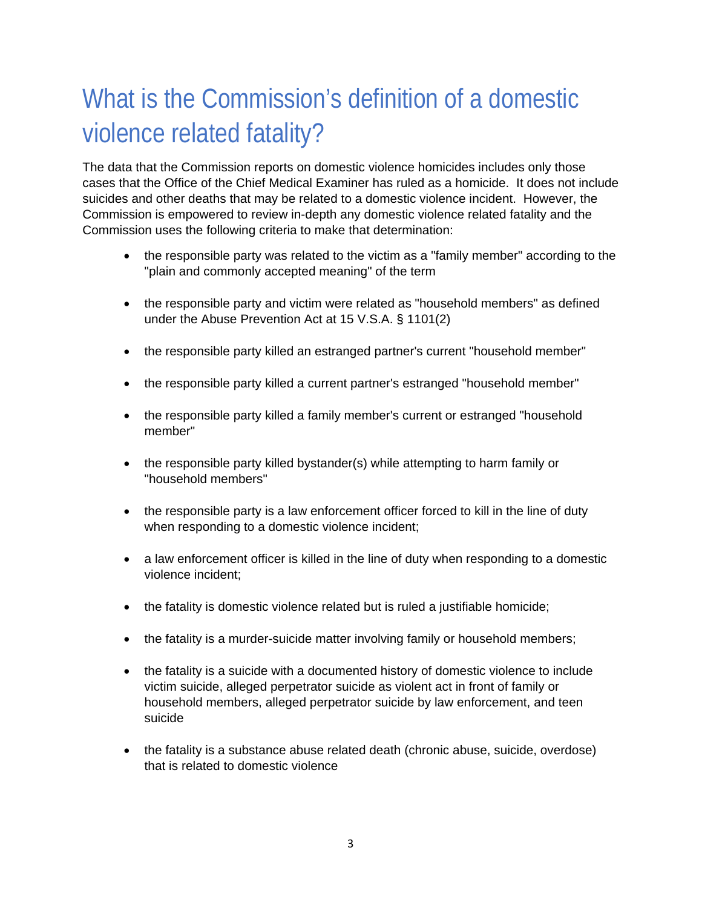# What is the Commission's definition of a domestic violence related fatality?

The data that the Commission reports on domestic violence homicides includes only those cases that the Office of the Chief Medical Examiner has ruled as a homicide. It does not include suicides and other deaths that may be related to a domestic violence incident. However, the Commission is empowered to review in-depth any domestic violence related fatality and the Commission uses the following criteria to make that determination:

- the responsible party was related to the victim as a "family member" according to the "plain and commonly accepted meaning" of the term
- the responsible party and victim were related as "household members" as defined under the Abuse Prevention Act at 15 V.S.A. § 1101(2)
- the responsible party killed an estranged partner's current "household member"
- the responsible party killed a current partner's estranged "household member"
- the responsible party killed a family member's current or estranged "household member"
- the responsible party killed bystander(s) while attempting to harm family or "household members"
- the responsible party is a law enforcement officer forced to kill in the line of duty when responding to a domestic violence incident;
- a law enforcement officer is killed in the line of duty when responding to a domestic violence incident;
- the fatality is domestic violence related but is ruled a justifiable homicide;
- the fatality is a murder-suicide matter involving family or household members;
- the fatality is a suicide with a documented history of domestic violence to include victim suicide, alleged perpetrator suicide as violent act in front of family or household members, alleged perpetrator suicide by law enforcement, and teen suicide
- the fatality is a substance abuse related death (chronic abuse, suicide, overdose) that is related to domestic violence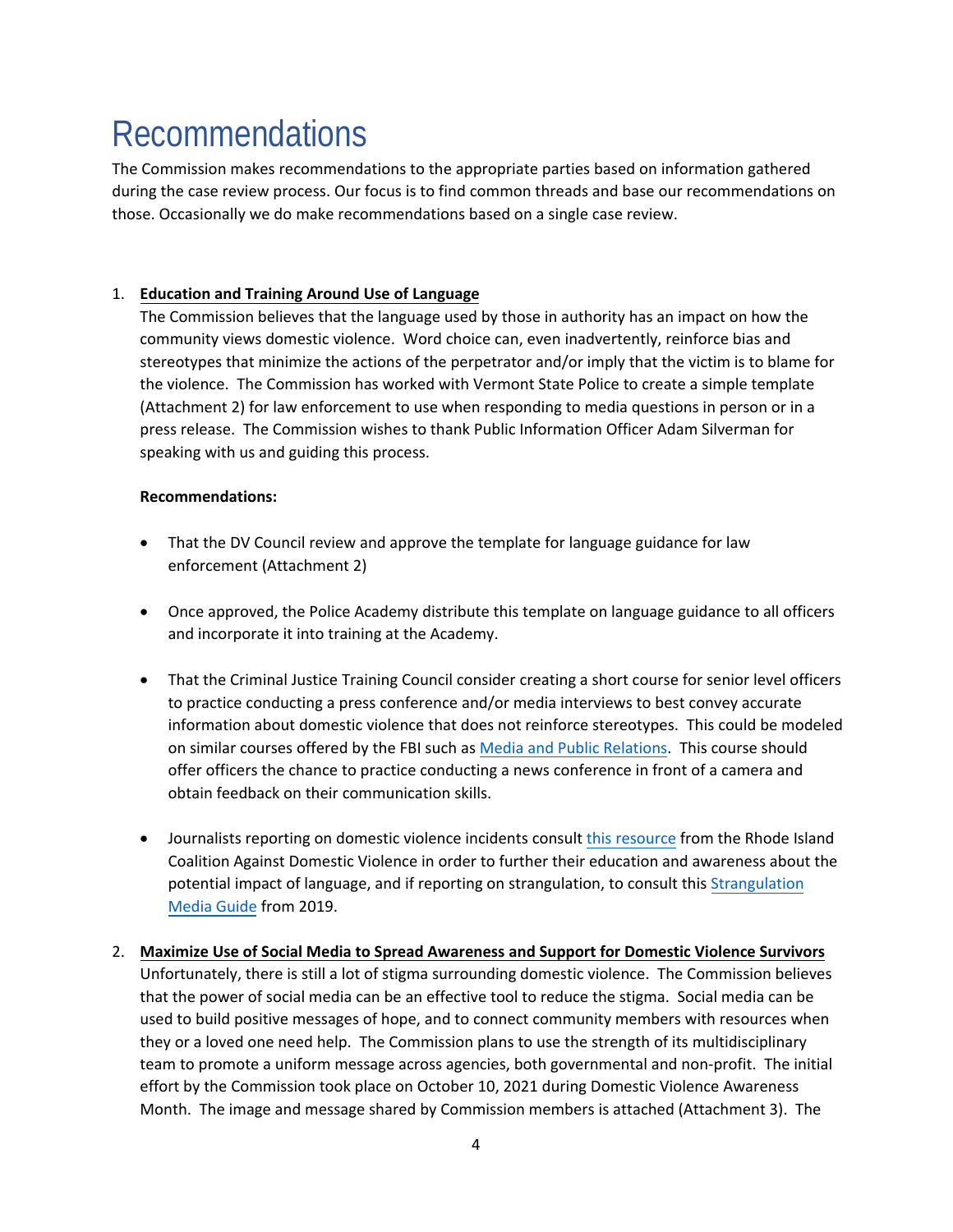# Recommendations

The Commission makes recommendations to the appropriate parties based on information gathered during the case review process. Our focus is to find common threads and base our recommendations on those. Occasionally we do make recommendations based on a single case review.

1. **Education and Training Around Use of Language**

   The Commission believes that the language used by those in authority has an impact on how the community views domestic violence. Word choice can, even inadvertently, reinforce bias and stereotypes that minimize the actions of the perpetrator and/or imply that the victim is to blame for the violence. The Commission has worked with Vermont State Police to create a simple template (Attachment 2) for law enforcement to use when responding to media questions in person or in a press release. The Commission wishes to thank Public Information Officer Adam Silverman for speaking with us and guiding this process.

   **Recommendations:**

   - That the DV Council review and approve the template for language guidance for law enforcement (Attachment 2)
   - Once approved, the Police Academy distribute this template on language guidance to all officers and incorporate it into training at the Academy.
   - That the Criminal Justice Training Council consider creating a short course for senior level officers to practice conducting a press conference and/or media interviews to best convey accurate information about domestic violence that does not reinforce stereotypes. This could be modeled on similar courses offered by the FBI such as Media and Public Relations. This course should offer officers the chance to practice conducting a news conference in front of a camera and obtain feedback on their communication skills.
   - Journalists reporting on domestic violence incidents consult this resource from the Rhode Island Coalition Against Domestic Violence in order to further their education and awareness about the potential impact of language, and if reporting on strangulation, to consult this Strangulation Media Guide from 2019.

2. **Maximize Use of Social Media to Spread Awareness and Support for Domestic Violence Survivors**

   Unfortunately, there is still a lot of stigma surrounding domestic violence. The Commission believes that the power of social media can be an effective tool to reduce the stigma. Social media can be used to build positive messages of hope, and to connect community members with resources when they or a loved one need help. The Commission plans to use the strength of its multidisciplinary team to promote a uniform message across agencies, both governmental and non-profit. The initial effort by the Commission took place on October 10, 2021 during Domestic Violence Awareness Month. The image and message shared by Commission members is attached (Attachment 3). The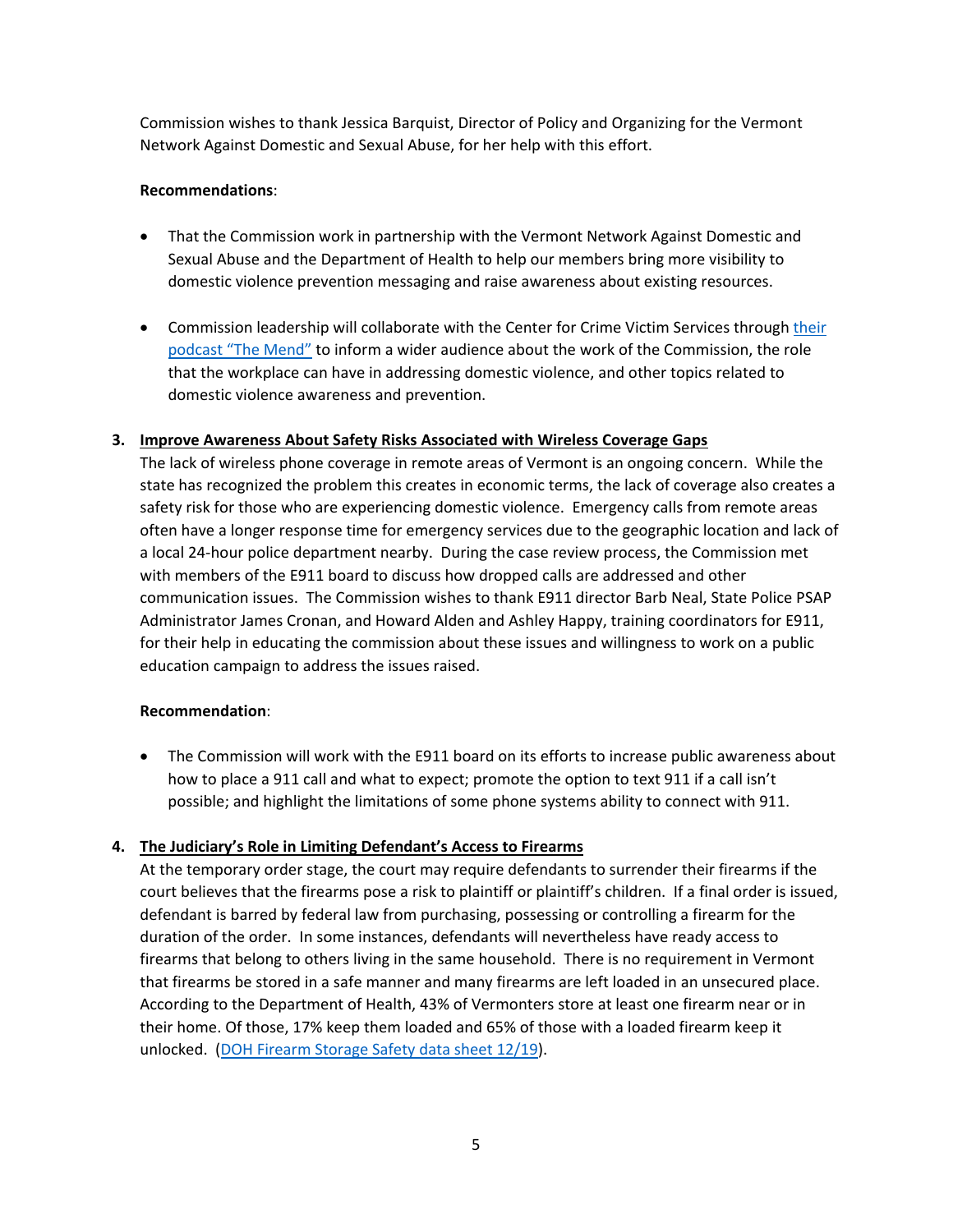Commission wishes to thank Jessica Barquist, Director of Policy and Organizing for the Vermont Network Against Domestic and Sexual Abuse, for her help with this effort.

**Recommendations**:

- That the Commission work in partnership with the Vermont Network Against Domestic and Sexual Abuse and the Department of Health to help our members bring more visibility to domestic violence prevention messaging and raise awareness about existing resources.

- Commission leadership will collaborate with the Center for Crime Victim Services through their podcast "The Mend" to inform a wider audience about the work of the Commission, the role that the workplace can have in addressing domestic violence, and other topics related to domestic violence awareness and prevention.

3. **Improve Awareness About Safety Risks Associated with Wireless Coverage Gaps**

The lack of wireless phone coverage in remote areas of Vermont is an ongoing concern. While the state has recognized the problem this creates in economic terms, the lack of coverage also creates a safety risk for those who are experiencing domestic violence. Emergency calls from remote areas often have a longer response time for emergency services due to the geographic location and lack of a local 24-hour police department nearby. During the case review process, the Commission met with members of the E911 board to discuss how dropped calls are addressed and other communication issues. The Commission wishes to thank E911 director Barb Neal, State Police PSAP Administrator James Cronan, and Howard Alden and Ashley Happy, training coordinators for E911, for their help in educating the commission about these issues and willingness to work on a public education campaign to address the issues raised.

**Recommendation**:

- The Commission will work with the E911 board on its efforts to increase public awareness about how to place a 911 call and what to expect; promote the option to text 911 if a call isn't possible; and highlight the limitations of some phone systems ability to connect with 911.

4. **The Judiciary's Role in Limiting Defendant's Access to Firearms**

At the temporary order stage, the court may require defendants to surrender their firearms if the court believes that the firearms pose a risk to plaintiff or plaintiff's children. If a final order is issued, defendant is barred by federal law from purchasing, possessing or controlling a firearm for the duration of the order. In some instances, defendants will nevertheless have ready access to firearms that belong to others living in the same household. There is no requirement in Vermont that firearms be stored in a safe manner and many firearms are left loaded in an unsecured place. According to the Department of Health, 43% of Vermonters store at least one firearm near or in their home. Of those, 17% keep them loaded and 65% of those with a loaded firearm keep it unlocked. (DOH Firearm Storage Safety data sheet 12/19).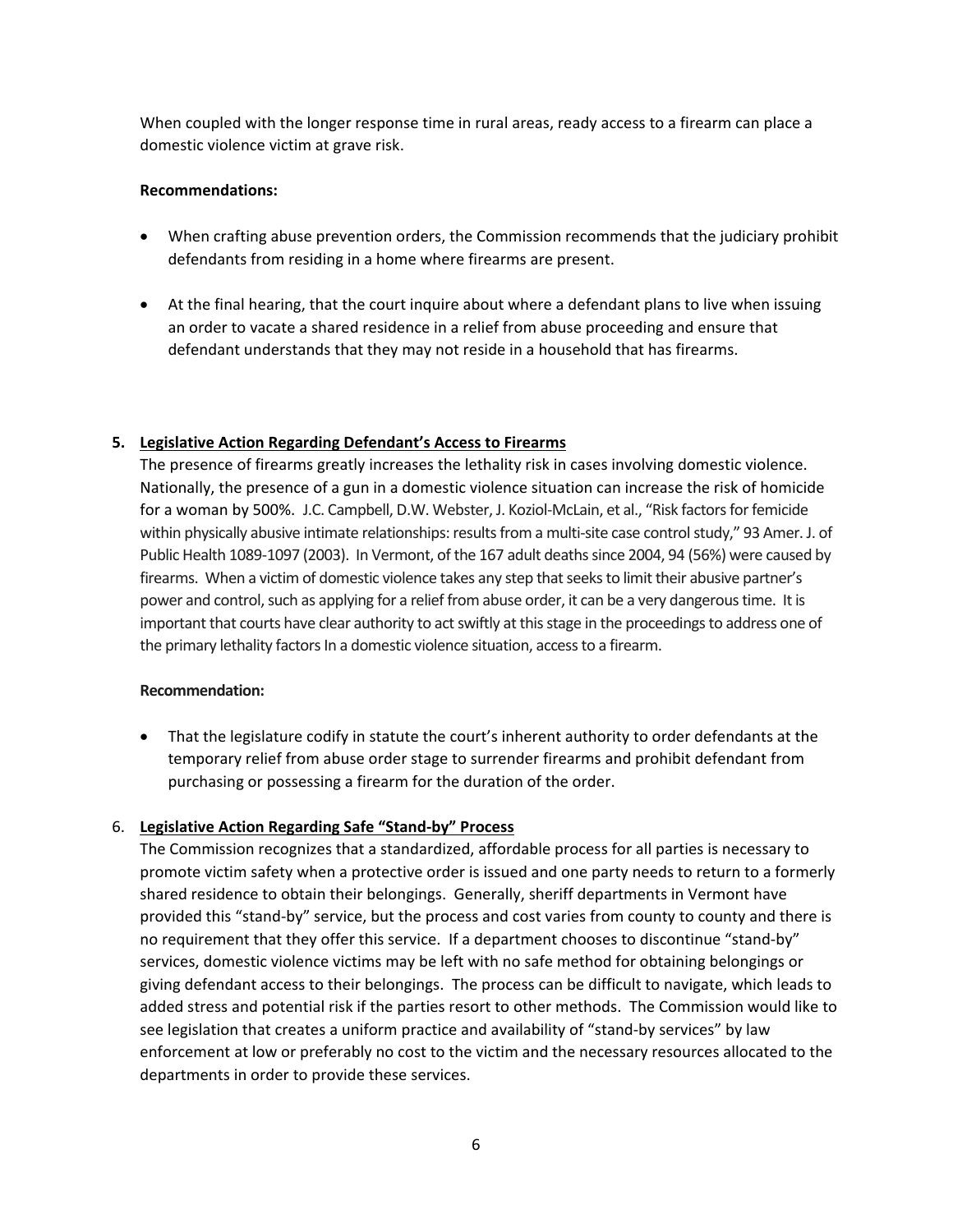When coupled with the longer response time in rural areas, ready access to a firearm can place a domestic violence victim at grave risk.

**Recommendations:**

- When crafting abuse prevention orders, the Commission recommends that the judiciary prohibit defendants from residing in a home where firearms are present.
- At the final hearing, that the court inquire about where a defendant plans to live when issuing an order to vacate a shared residence in a relief from abuse proceeding and ensure that defendant understands that they may not reside in a household that has firearms.

5. **Legislative Action Regarding Defendant's Access to Firearms**

The presence of firearms greatly increases the lethality risk in cases involving domestic violence. Nationally, the presence of a gun in a domestic violence situation can increase the risk of homicide for a woman by 500%. J.C. Campbell, D.W. Webster, J. Koziol-McLain, et al., "Risk factors for femicide within physically abusive intimate relationships: results from a multi-site case control study," 93 Amer. J. of Public Health 1089-1097 (2003). In Vermont, of the 167 adult deaths since 2004, 94 (56%) were caused by firearms. When a victim of domestic violence takes any step that seeks to limit their abusive partner's power and control, such as applying for a relief from abuse order, it can be a very dangerous time. It is important that courts have clear authority to act swiftly at this stage in the proceedings to address one of the primary lethality factors In a domestic violence situation, access to a firearm.

**Recommendation:**

- That the legislature codify in statute the court's inherent authority to order defendants at the temporary relief from abuse order stage to surrender firearms and prohibit defendant from purchasing or possessing a firearm for the duration of the order.

6. **Legislative Action Regarding Safe "Stand-by" Process**

The Commission recognizes that a standardized, affordable process for all parties is necessary to promote victim safety when a protective order is issued and one party needs to return to a formerly shared residence to obtain their belongings. Generally, sheriff departments in Vermont have provided this "stand-by" service, but the process and cost varies from county to county and there is no requirement that they offer this service. If a department chooses to discontinue "stand-by" services, domestic violence victims may be left with no safe method for obtaining belongings or giving defendant access to their belongings. The process can be difficult to navigate, which leads to added stress and potential risk if the parties resort to other methods. The Commission would like to see legislation that creates a uniform practice and availability of "stand-by services" by law enforcement at low or preferably no cost to the victim and the necessary resources allocated to the departments in order to provide these services.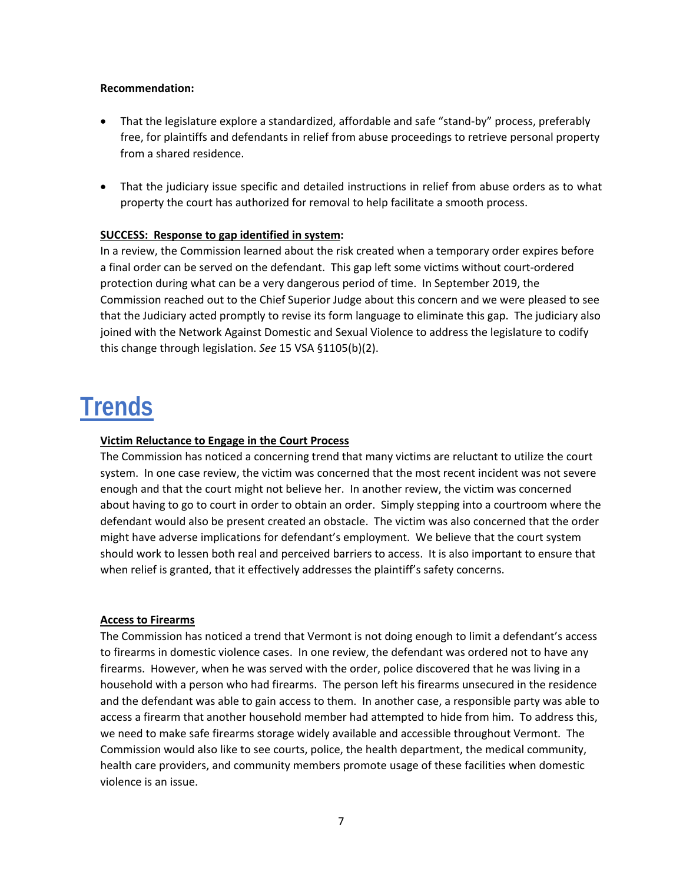**Recommendation:**

- That the legislature explore a standardized, affordable and safe "stand-by" process, preferably free, for plaintiffs and defendants in relief from abuse proceedings to retrieve personal property from a shared residence.
- That the judiciary issue specific and detailed instructions in relief from abuse orders as to what property the court has authorized for removal to help facilitate a smooth process.

**SUCCESS: Response to gap identified in system:**

In a review, the Commission learned about the risk created when a temporary order expires before a final order can be served on the defendant. This gap left some victims without court-ordered protection during what can be a very dangerous period of time. In September 2019, the Commission reached out to the Chief Superior Judge about this concern and we were pleased to see that the Judiciary acted promptly to revise its form language to eliminate this gap. The judiciary also joined with the Network Against Domestic and Sexual Violence to address the legislature to codify this change through legislation. *See* 15 VSA §1105(b)(2).

# Trends

**Victim Reluctance to Engage in the Court Process**

The Commission has noticed a concerning trend that many victims are reluctant to utilize the court system. In one case review, the victim was concerned that the most recent incident was not severe enough and that the court might not believe her. In another review, the victim was concerned about having to go to court in order to obtain an order. Simply stepping into a courtroom where the defendant would also be present created an obstacle. The victim was also concerned that the order might have adverse implications for defendant's employment. We believe that the court system should work to lessen both real and perceived barriers to access. It is also important to ensure that when relief is granted, that it effectively addresses the plaintiff's safety concerns.

**Access to Firearms**

The Commission has noticed a trend that Vermont is not doing enough to limit a defendant's access to firearms in domestic violence cases. In one review, the defendant was ordered not to have any firearms. However, when he was served with the order, police discovered that he was living in a household with a person who had firearms. The person left his firearms unsecured in the residence and the defendant was able to gain access to them. In another case, a responsible party was able to access a firearm that another household member had attempted to hide from him. To address this, we need to make safe firearms storage widely available and accessible throughout Vermont. The Commission would also like to see courts, police, the health department, the medical community, health care providers, and community members promote usage of these facilities when domestic violence is an issue.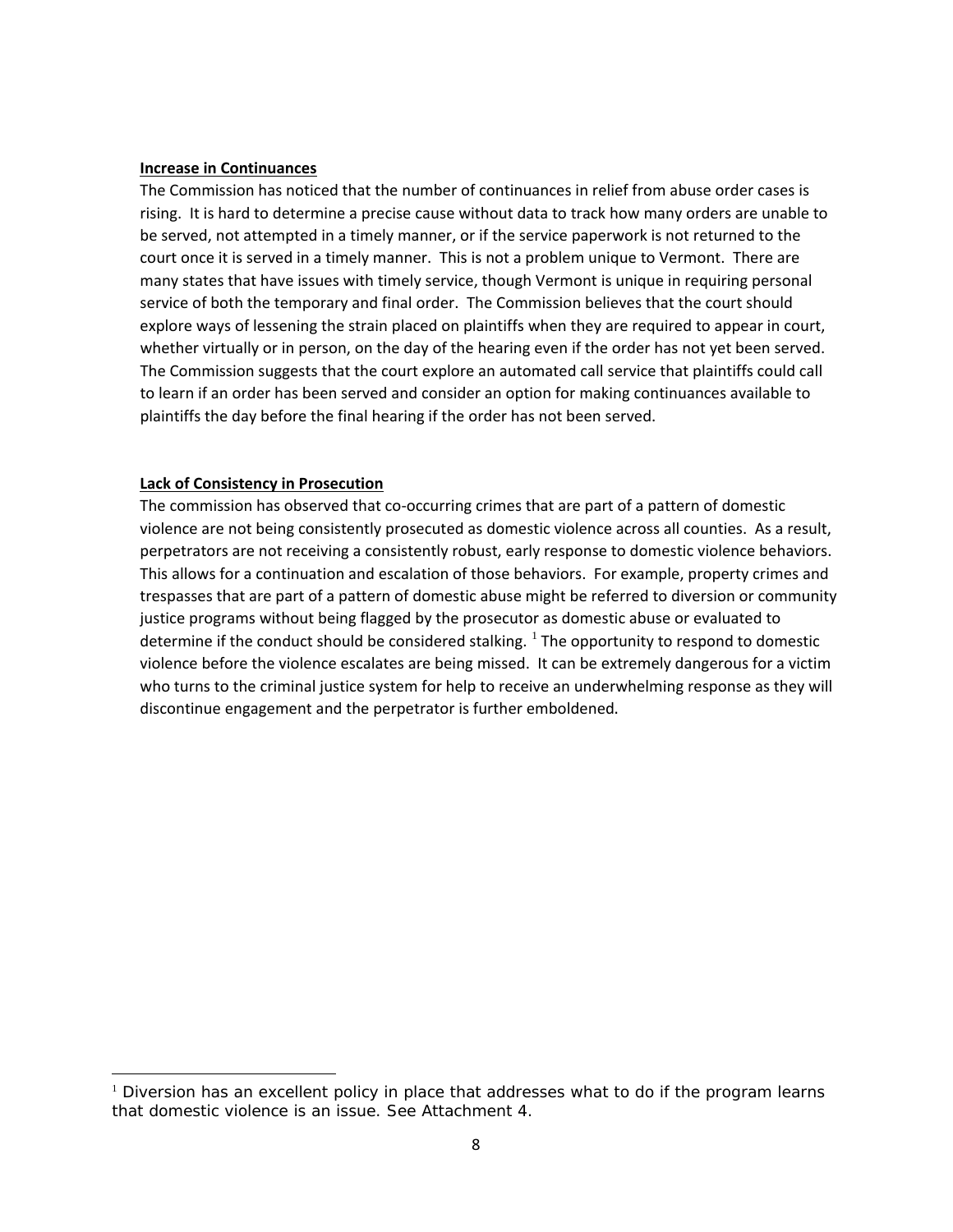**Increase in Continuances**

The Commission has noticed that the number of continuances in relief from abuse order cases is rising. It is hard to determine a precise cause without data to track how many orders are unable to be served, not attempted in a timely manner, or if the service paperwork is not returned to the court once it is served in a timely manner. This is not a problem unique to Vermont. There are many states that have issues with timely service, though Vermont is unique in requiring personal service of both the temporary and final order. The Commission believes that the court should explore ways of lessening the strain placed on plaintiffs when they are required to appear in court, whether virtually or in person, on the day of the hearing even if the order has not yet been served. The Commission suggests that the court explore an automated call service that plaintiffs could call to learn if an order has been served and consider an option for making continuances available to plaintiffs the day before the final hearing if the order has not been served.

**Lack of Consistency in Prosecution**

The commission has observed that co-occurring crimes that are part of a pattern of domestic violence are not being consistently prosecuted as domestic violence across all counties. As a result, perpetrators are not receiving a consistently robust, early response to domestic violence behaviors. This allows for a continuation and escalation of those behaviors. For example, property crimes and trespasses that are part of a pattern of domestic abuse might be referred to diversion or community justice programs without being flagged by the prosecutor as domestic abuse or evaluated to determine if the conduct should be considered stalking. [1] The opportunity to respond to domestic violence before the violence escalates are being missed. It can be extremely dangerous for a victim who turns to the criminal justice system for help to receive an underwhelming response as they will discontinue engagement and the perpetrator is further emboldened.

---

[1] Diversion has an excellent policy in place that addresses what to do if the program learns that domestic violence is an issue. See Attachment 4.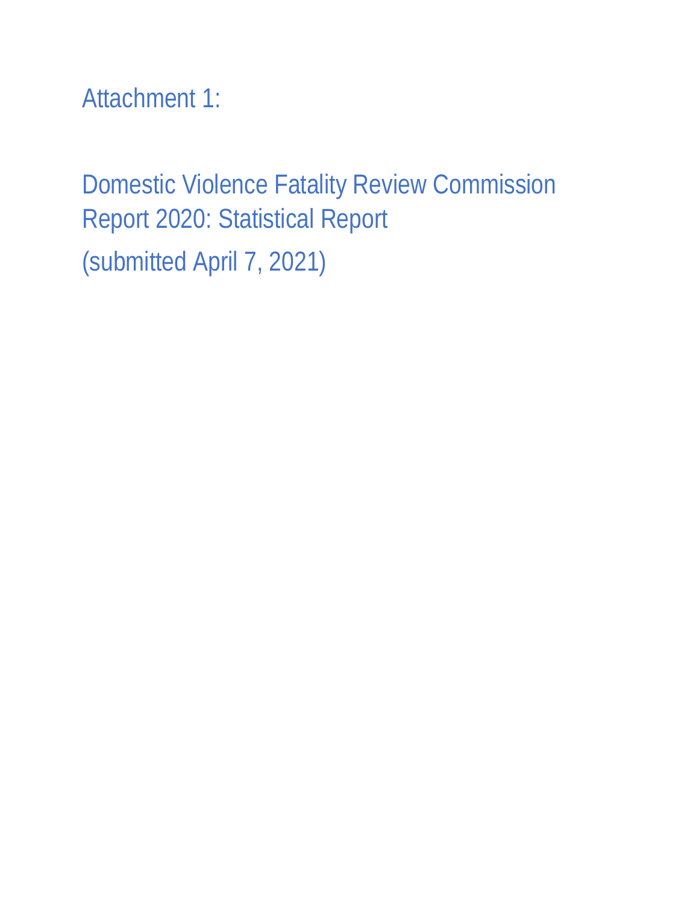# Attachment 1:

# Domestic Violence Fatality Review Commission Report 2020: Statistical Report

(submitted April 7, 2021)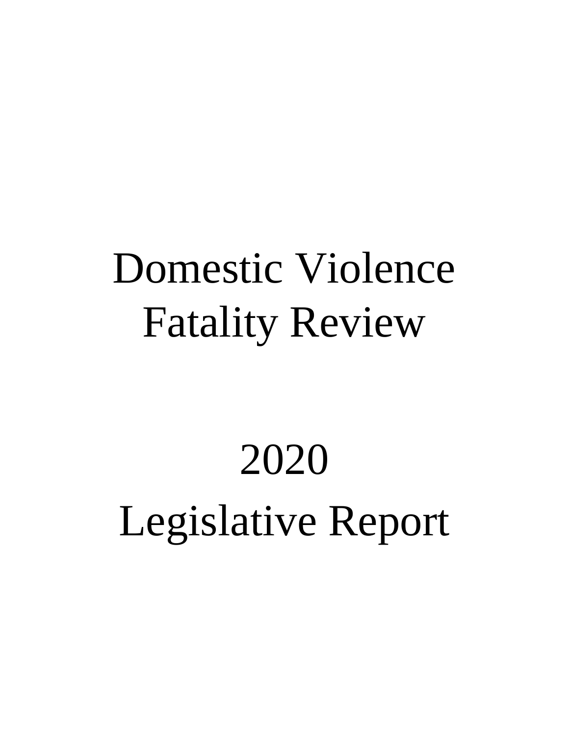# Domestic Violence Fatality Review

# 2020 Legislative Report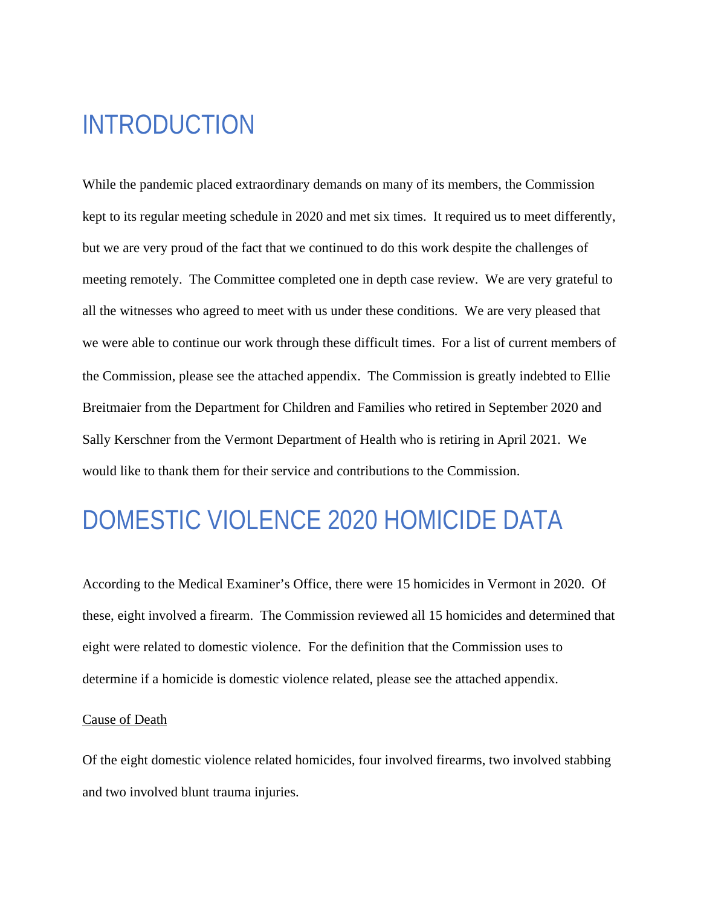# INTRODUCTION

While the pandemic placed extraordinary demands on many of its members, the Commission kept to its regular meeting schedule in 2020 and met six times. It required us to meet differently, but we are very proud of the fact that we continued to do this work despite the challenges of meeting remotely. The Committee completed one in depth case review. We are very grateful to all the witnesses who agreed to meet with us under these conditions. We are very pleased that we were able to continue our work through these difficult times. For a list of current members of the Commission, please see the attached appendix. The Commission is greatly indebted to Ellie Breitmaier from the Department for Children and Families who retired in September 2020 and Sally Kerschner from the Vermont Department of Health who is retiring in April 2021. We would like to thank them for their service and contributions to the Commission.

# DOMESTIC VIOLENCE 2020 HOMICIDE DATA

According to the Medical Examiner's Office, there were 15 homicides in Vermont in 2020. Of these, eight involved a firearm. The Commission reviewed all 15 homicides and determined that eight were related to domestic violence. For the definition that the Commission uses to determine if a homicide is domestic violence related, please see the attached appendix.

<u>Cause of Death</u>

Of the eight domestic violence related homicides, four involved firearms, two involved stabbing and two involved blunt trauma injuries.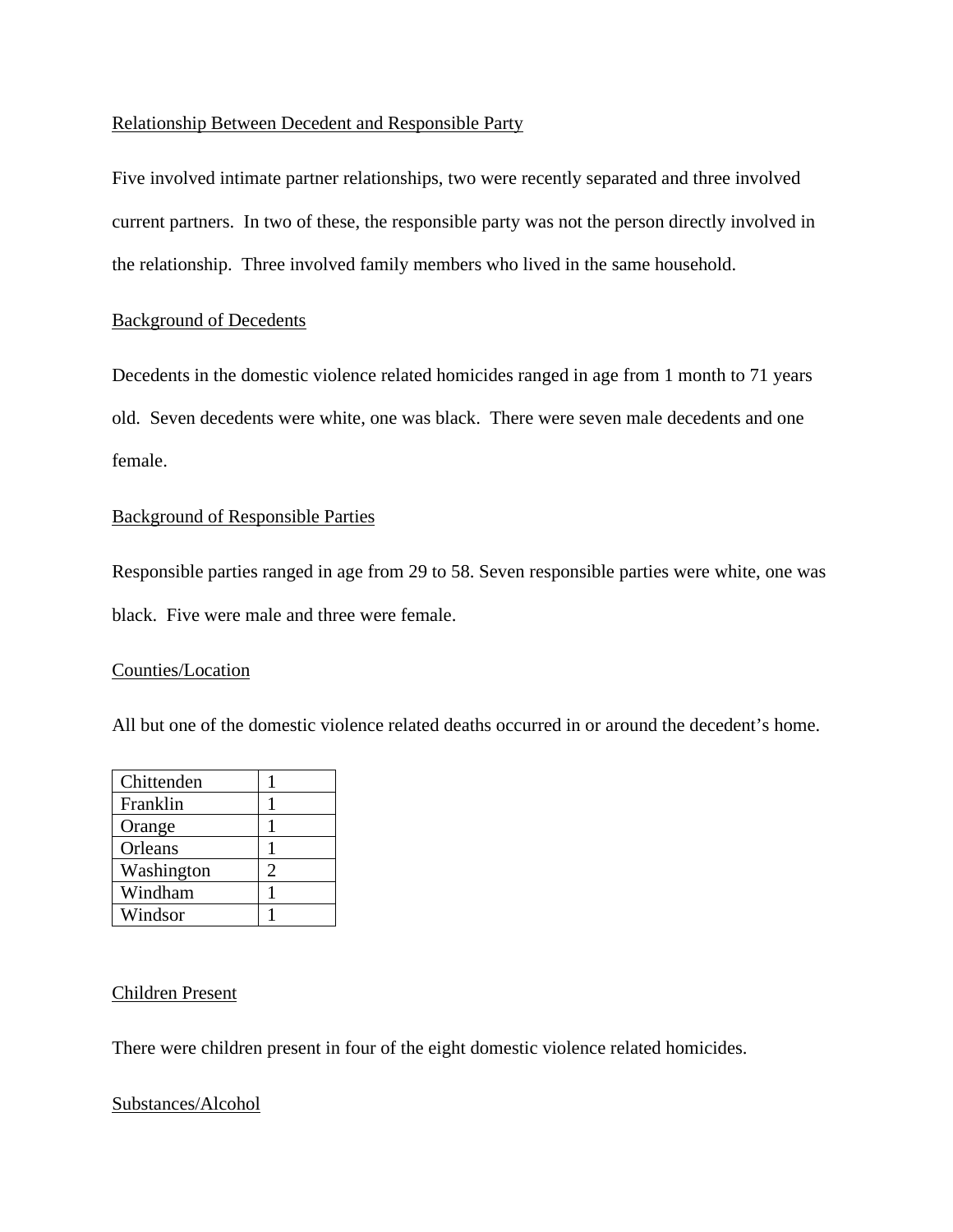<u>Relationship Between Decedent and Responsible Party</u>

Five involved intimate partner relationships, two were recently separated and three involved current partners. In two of these, the responsible party was not the person directly involved in the relationship. Three involved family members who lived in the same household.

<u>Background of Decedents</u>

Decedents in the domestic violence related homicides ranged in age from 1 month to 71 years old. Seven decedents were white, one was black. There were seven male decedents and one female.

<u>Background of Responsible Parties</u>

Responsible parties ranged in age from 29 to 58. Seven responsible parties were white, one was black. Five were male and three were female.

<u>Counties/Location</u>

All but one of the domestic violence related deaths occurred in or around the decedent's home.

| | |
|---|---|
| Chittenden | 1 |
| Franklin | 1 |
| Orange | 1 |
| Orleans | 1 |
| Washington | 2 |
| Windham | 1 |
| Windsor | 1 |

<u>Children Present</u>

There were children present in four of the eight domestic violence related homicides.

<u>Substances/Alcohol</u>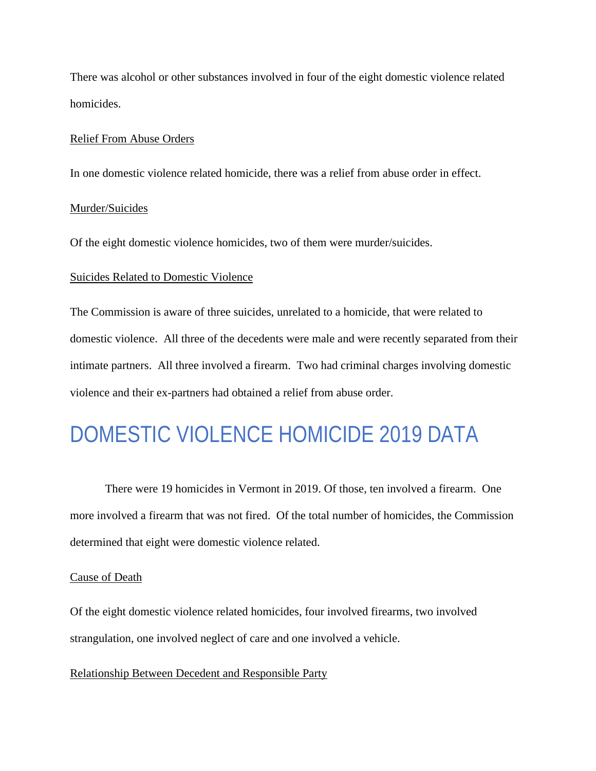There was alcohol or other substances involved in four of the eight domestic violence related homicides.

Relief From Abuse Orders

In one domestic violence related homicide, there was a relief from abuse order in effect.

Murder/Suicides

Of the eight domestic violence homicides, two of them were murder/suicides.

Suicides Related to Domestic Violence

The Commission is aware of three suicides, unrelated to a homicide, that were related to domestic violence. All three of the decedents were male and were recently separated from their intimate partners. All three involved a firearm. Two had criminal charges involving domestic violence and their ex-partners had obtained a relief from abuse order.

# DOMESTIC VIOLENCE HOMICIDE 2019 DATA

There were 19 homicides in Vermont in 2019. Of those, ten involved a firearm. One more involved a firearm that was not fired. Of the total number of homicides, the Commission determined that eight were domestic violence related.

Cause of Death

Of the eight domestic violence related homicides, four involved firearms, two involved strangulation, one involved neglect of care and one involved a vehicle.

Relationship Between Decedent and Responsible Party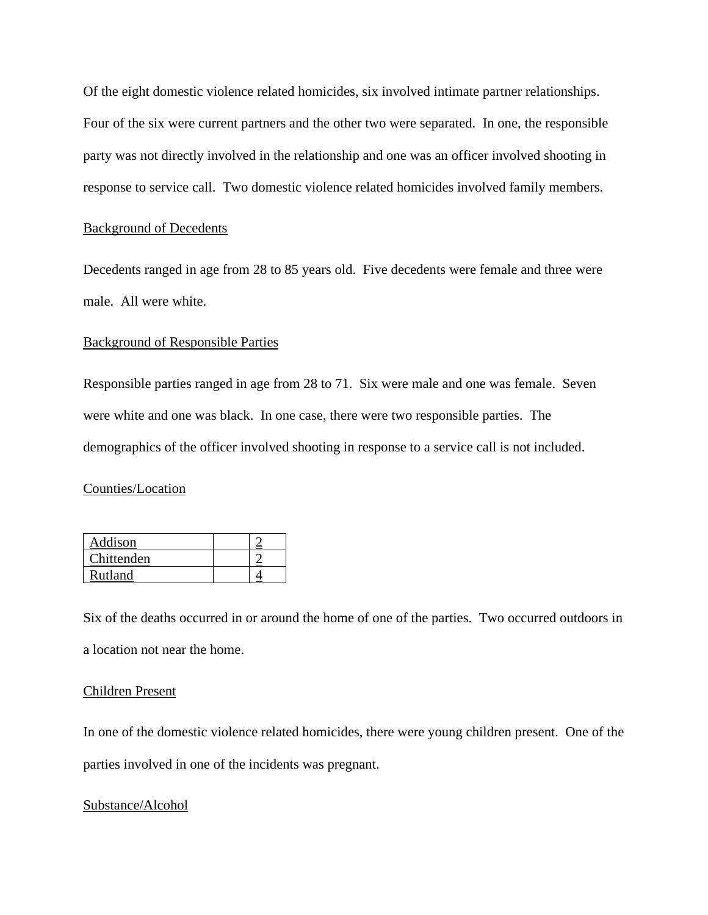Of the eight domestic violence related homicides, six involved intimate partner relationships. Four of the six were current partners and the other two were separated. In one, the responsible party was not directly involved in the relationship and one was an officer involved shooting in response to service call. Two domestic violence related homicides involved family members.

Background of Decedents

Decedents ranged in age from 28 to 85 years old. Five decedents were female and three were male. All were white.

Background of Responsible Parties

Responsible parties ranged in age from 28 to 71. Six were male and one was female. Seven were white and one was black. In one case, there were two responsible parties. The demographics of the officer involved shooting in response to a service call is not included.

Counties/Location

| Addison | | 2 |
|---|---|---|
| Chittenden | | 2 |
| Rutland | | 4 |

Six of the deaths occurred in or around the home of one of the parties. Two occurred outdoors in a location not near the home.

Children Present

In one of the domestic violence related homicides, there were young children present. One of the parties involved in one of the incidents was pregnant.

Substance/Alcohol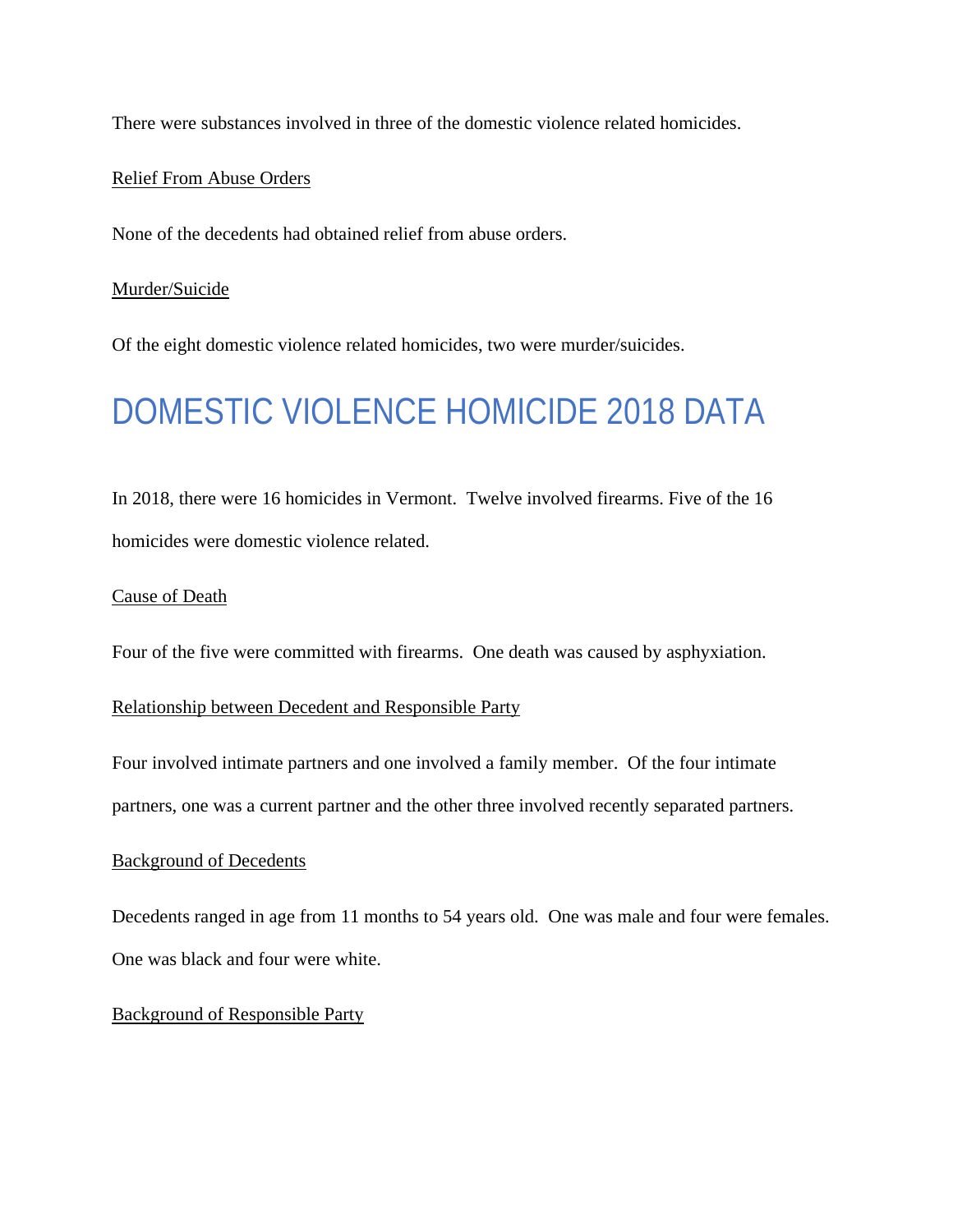There were substances involved in three of the domestic violence related homicides.

Relief From Abuse Orders

None of the decedents had obtained relief from abuse orders.

Murder/Suicide

Of the eight domestic violence related homicides, two were murder/suicides.

# DOMESTIC VIOLENCE HOMICIDE 2018 DATA

In 2018, there were 16 homicides in Vermont. Twelve involved firearms. Five of the 16 homicides were domestic violence related.

Cause of Death

Four of the five were committed with firearms. One death was caused by asphyxiation.

Relationship between Decedent and Responsible Party

Four involved intimate partners and one involved a family member. Of the four intimate partners, one was a current partner and the other three involved recently separated partners.

Background of Decedents

Decedents ranged in age from 11 months to 54 years old. One was male and four were females. One was black and four were white.

Background of Responsible Party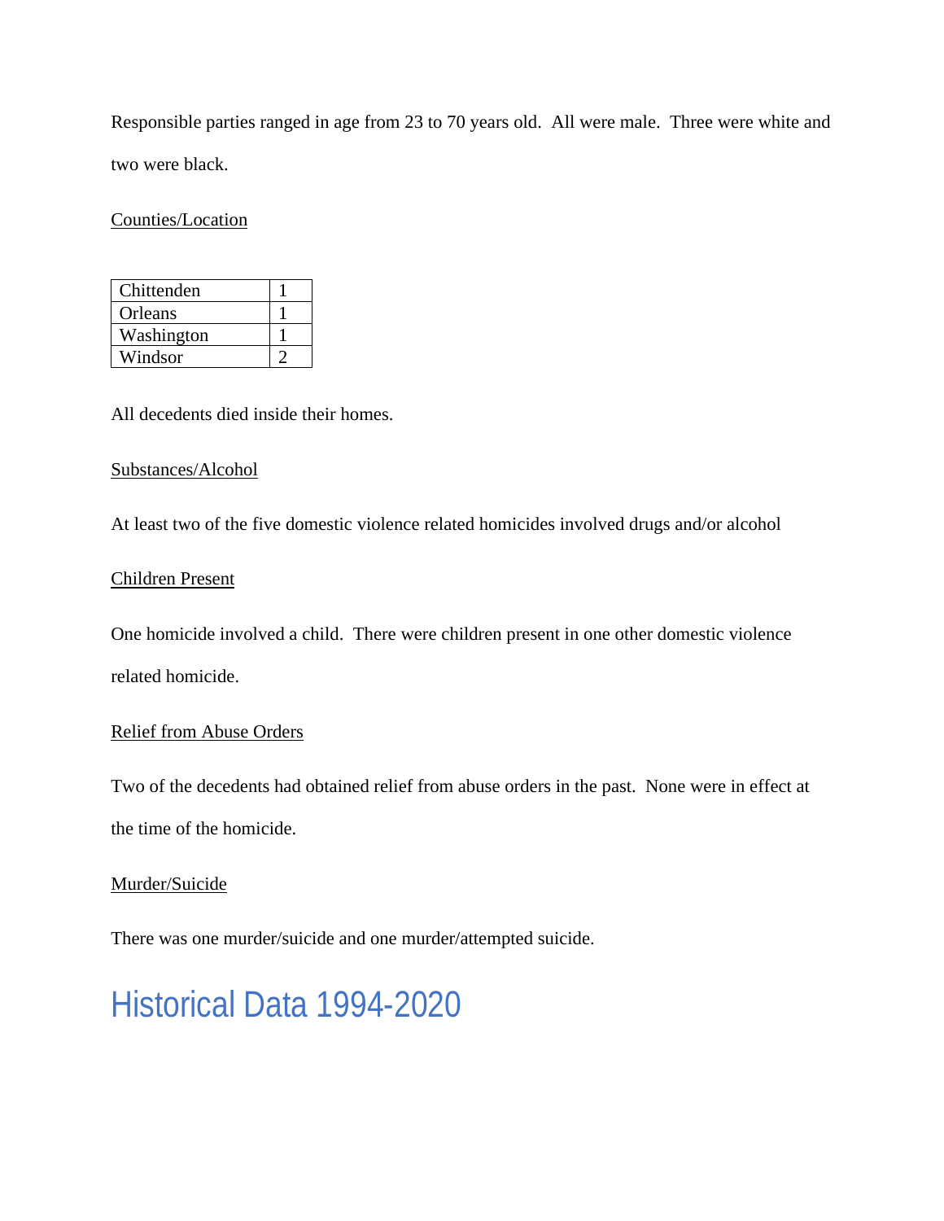Responsible parties ranged in age from 23 to 70 years old. All were male. Three were white and two were black.

Counties/Location

| Chittenden | 1 |
|---|---|
| Orleans | 1 |
| Washington | 1 |
| Windsor | 2 |

All decedents died inside their homes.

Substances/Alcohol

At least two of the five domestic violence related homicides involved drugs and/or alcohol

Children Present

One homicide involved a child. There were children present in one other domestic violence related homicide.

Relief from Abuse Orders

Two of the decedents had obtained relief from abuse orders in the past. None were in effect at the time of the homicide.

Murder/Suicide

There was one murder/suicide and one murder/attempted suicide.

# Historical Data 1994-2020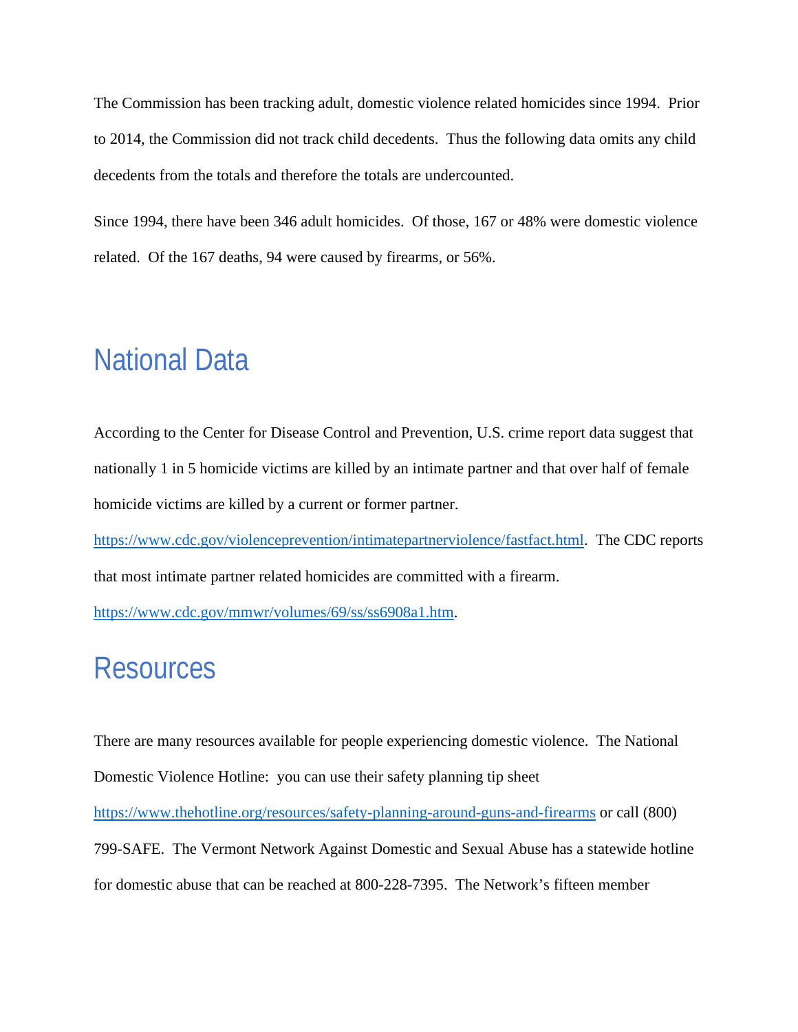The Commission has been tracking adult, domestic violence related homicides since 1994. Prior to 2014, the Commission did not track child decedents. Thus the following data omits any child decedents from the totals and therefore the totals are undercounted.

Since 1994, there have been 346 adult homicides. Of those, 167 or 48% were domestic violence related. Of the 167 deaths, 94 were caused by firearms, or 56%.

## National Data

According to the Center for Disease Control and Prevention, U.S. crime report data suggest that nationally 1 in 5 homicide victims are killed by an intimate partner and that over half of female homicide victims are killed by a current or former partner. https://www.cdc.gov/violenceprevention/intimatepartnerviolence/fastfact.html. The CDC reports that most intimate partner related homicides are committed with a firearm. https://www.cdc.gov/mmwr/volumes/69/ss/ss6908a1.htm.

## Resources

There are many resources available for people experiencing domestic violence. The National Domestic Violence Hotline: you can use their safety planning tip sheet https://www.thehotline.org/resources/safety-planning-around-guns-and-firearms or call (800) 799-SAFE. The Vermont Network Against Domestic and Sexual Abuse has a statewide hotline for domestic abuse that can be reached at 800-228-7395. The Network's fifteen member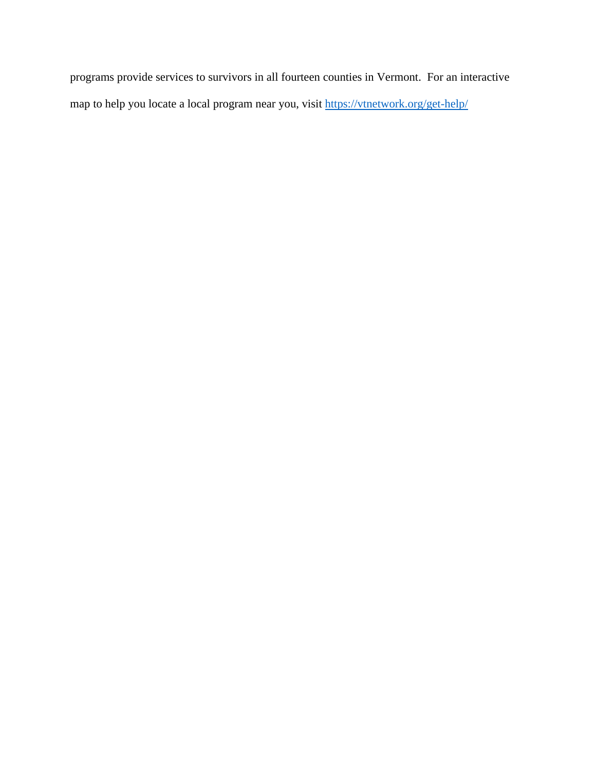programs provide services to survivors in all fourteen counties in Vermont. For an interactive map to help you locate a local program near you, visit https://vtnetwork.org/get-help/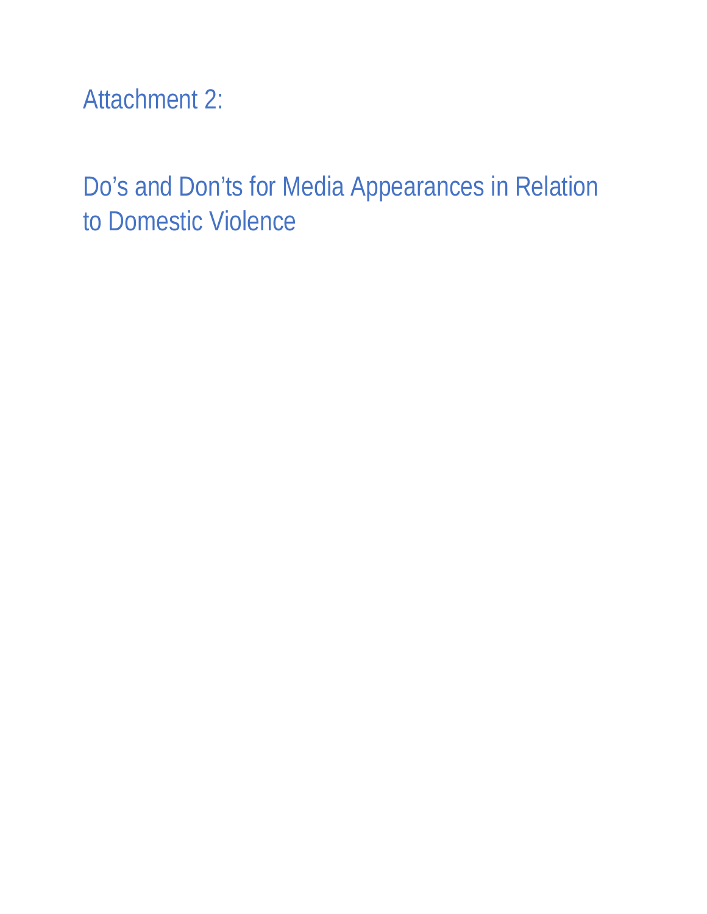# Attachment 2:

# Do’s and Don’ts for Media Appearances in Relation to Domestic Violence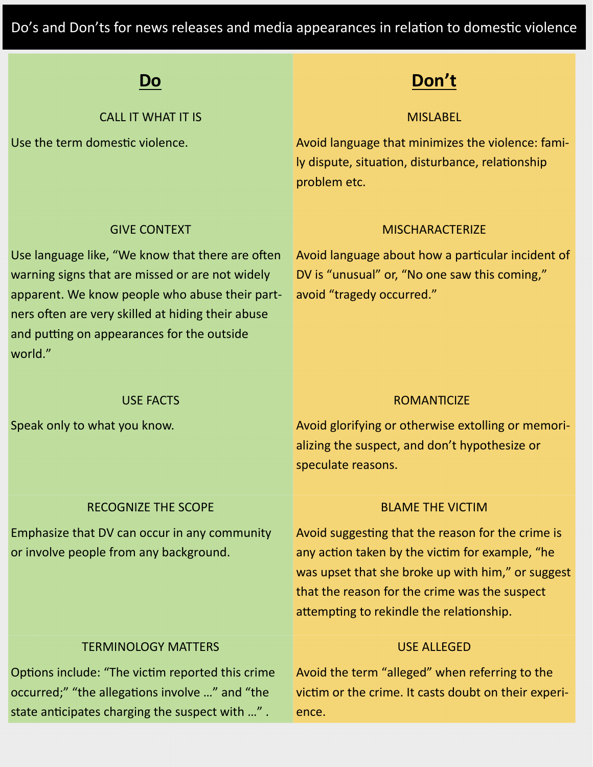# Do's and Don'ts for news releases and media appearances in relation to domestic violence

| Do | Don't |
| --- | --- |
| **CALL IT WHAT IT IS**<br>Use the term domestic violence. | **MISLABEL**<br>Avoid language that minimizes the violence: family dispute, situation, disturbance, relationship problem etc. |
| **GIVE CONTEXT**<br>Use language like, "We know that there are often warning signs that are missed or are not widely apparent. We know people who abuse their partners often are very skilled at hiding their abuse and putting on appearances for the outside world." | **MISCHARACTERIZE**<br>Avoid language about how a particular incident of DV is "unusual" or, "No one saw this coming," avoid "tragedy occurred." |
| **USE FACTS**<br>Speak only to what you know. | **ROMANTICIZE**<br>Avoid glorifying or otherwise extolling or memorializing the suspect, and don't hypothesize or speculate reasons. |
| **RECOGNIZE THE SCOPE**<br>Emphasize that DV can occur in any community or involve people from any background. | **BLAME THE VICTIM**<br>Avoid suggesting that the reason for the crime is any action taken by the victim for example, "he was upset that she broke up with him," or suggest that the reason for the crime was the suspect attempting to rekindle the relationship. |
| **TERMINOLOGY MATTERS**<br>Options include: "The victim reported this crime occurred;" "the allegations involve …" and "the state anticipates charging the suspect with …" . | **USE ALLEGED**<br>Avoid the term "alleged" when referring to the victim or the crime. It casts doubt on their experience. |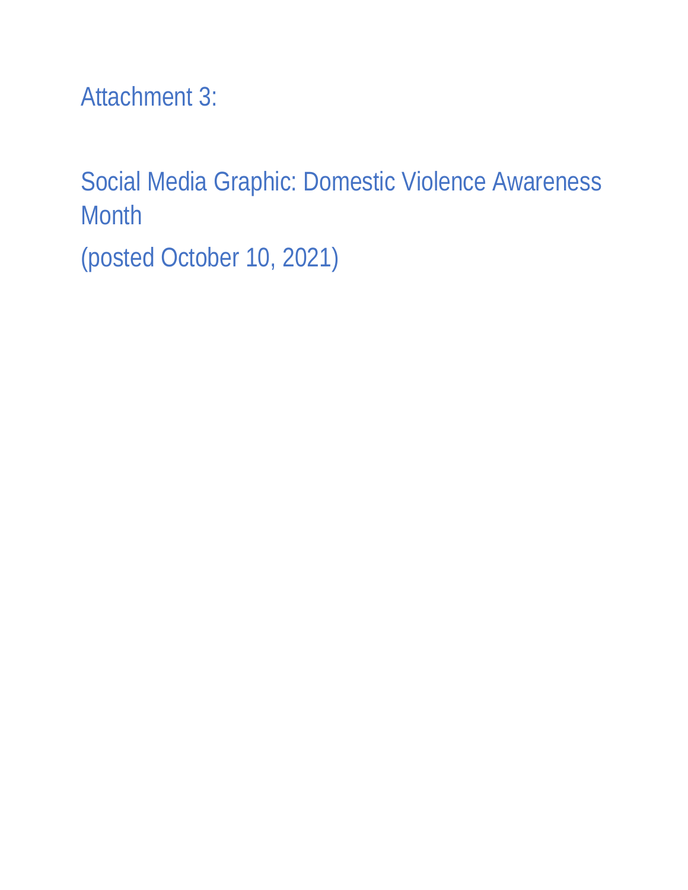Attachment 3:

Social Media Graphic: Domestic Violence Awareness Month

(posted October 10, 2021)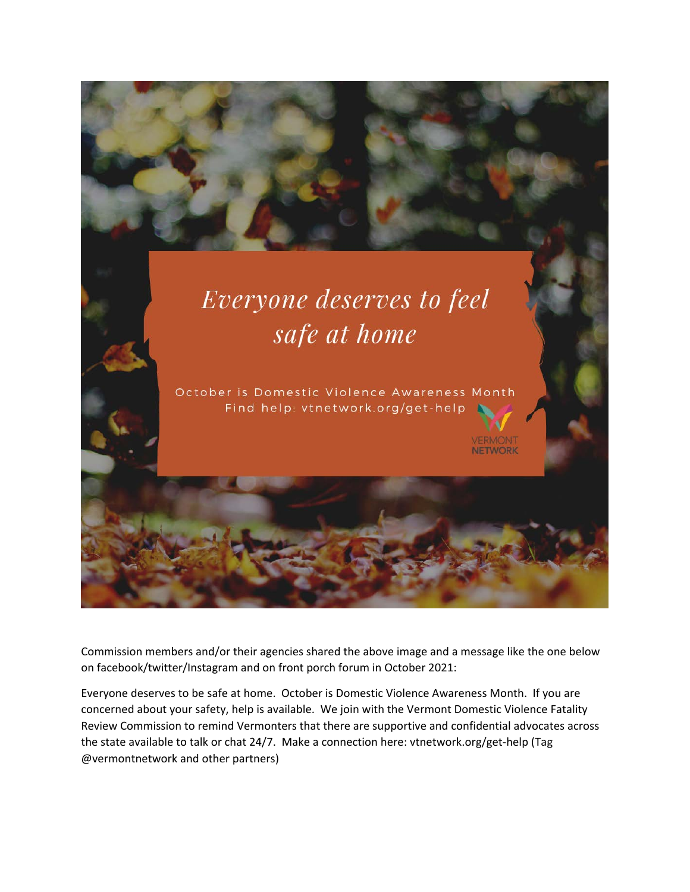Everyone deserves to feel safe at home

October is Domestic Violence Awareness Month
Find help: vtnetwork.org/get-help

VERMONT NETWORK

Commission members and/or their agencies shared the above image and a message like the one below on facebook/twitter/Instagram and on front porch forum in October 2021:

Everyone deserves to be safe at home. October is Domestic Violence Awareness Month. If you are concerned about your safety, help is available. We join with the Vermont Domestic Violence Fatality Review Commission to remind Vermonters that there are supportive and confidential advocates across the state available to talk or chat 24/7. Make a connection here: vtnetwork.org/get-help (Tag @vermontnetwork and other partners)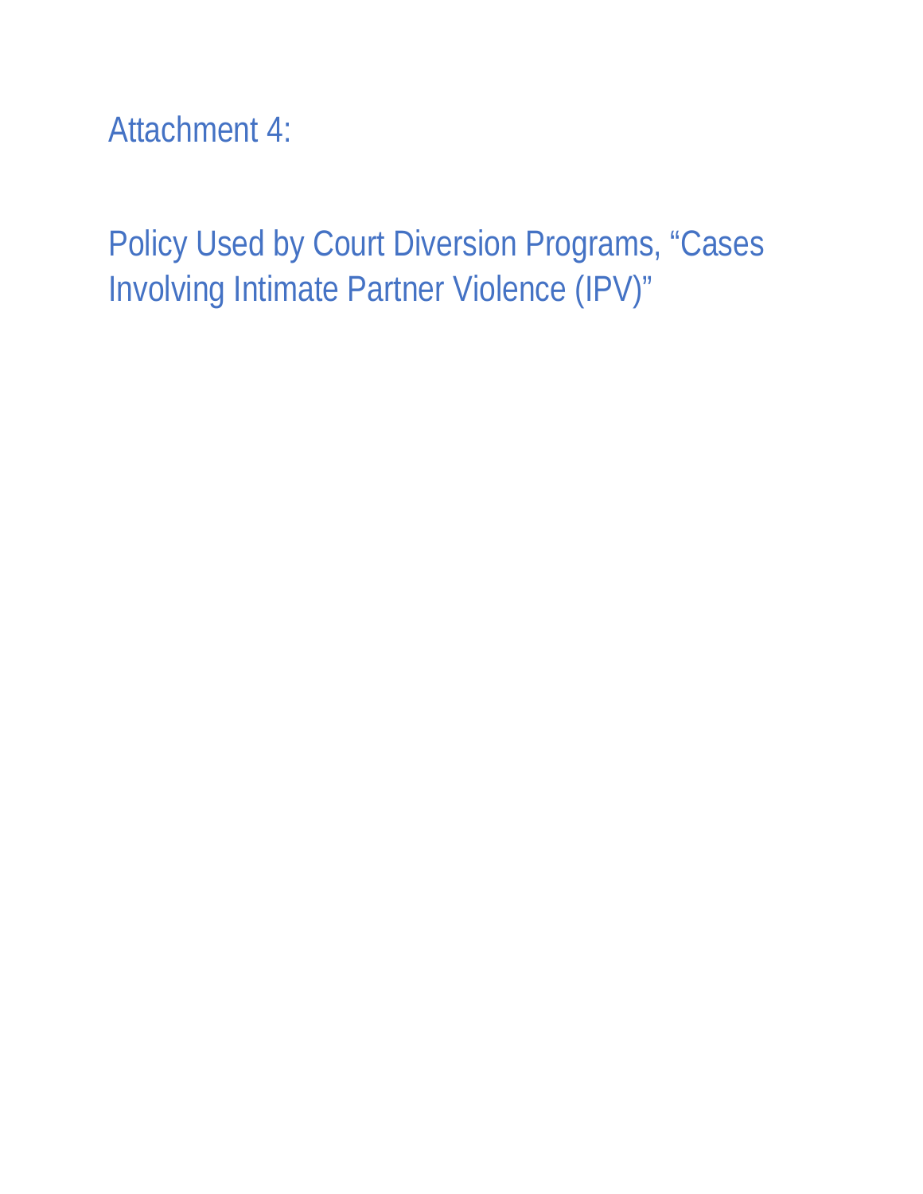# Attachment 4:

# Policy Used by Court Diversion Programs, “Cases Involving Intimate Partner Violence (IPV)”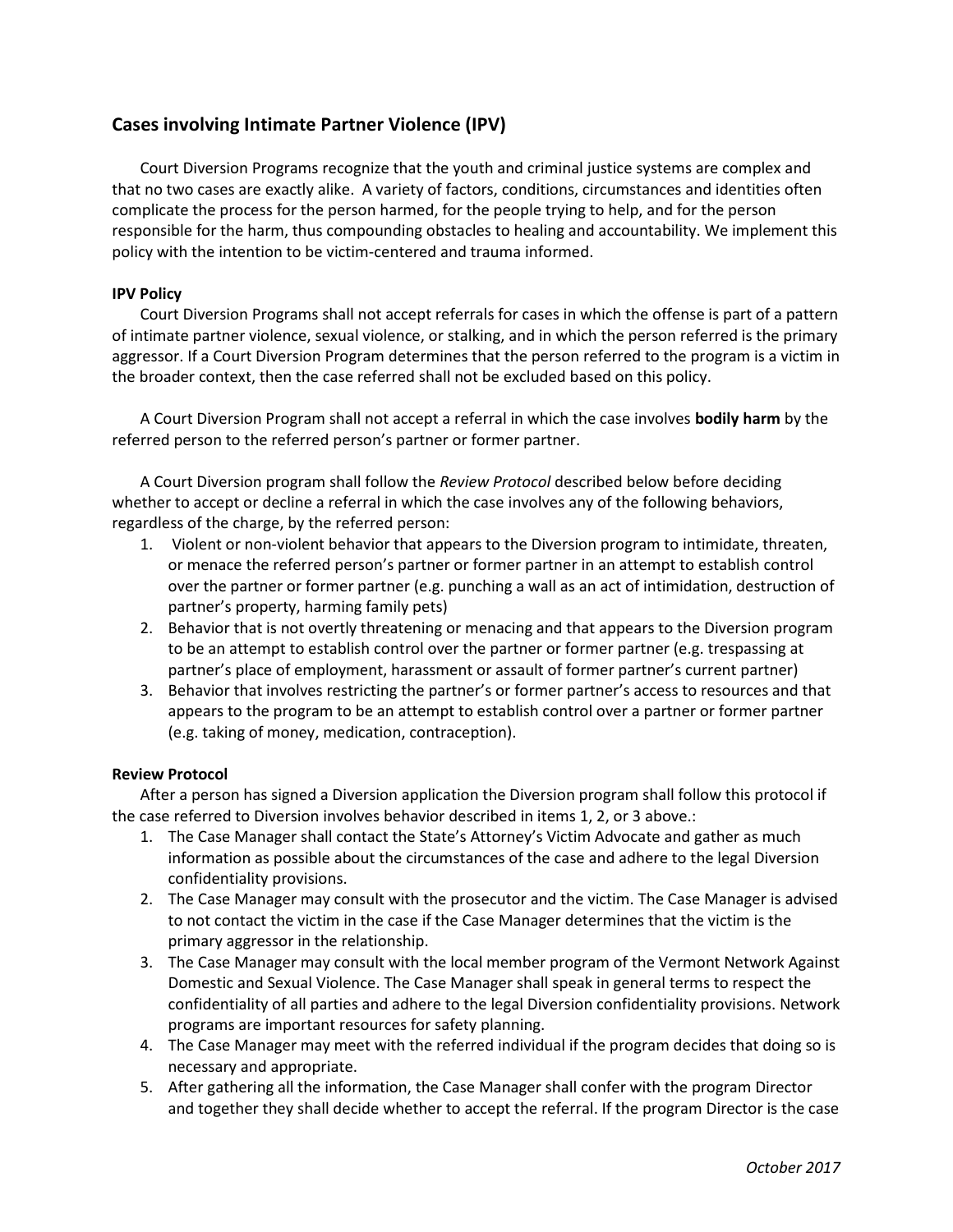## Cases involving Intimate Partner Violence (IPV)

Court Diversion Programs recognize that the youth and criminal justice systems are complex and that no two cases are exactly alike. A variety of factors, conditions, circumstances and identities often complicate the process for the person harmed, for the people trying to help, and for the person responsible for the harm, thus compounding obstacles to healing and accountability. We implement this policy with the intention to be victim-centered and trauma informed.

**IPV Policy**

Court Diversion Programs shall not accept referrals for cases in which the offense is part of a pattern of intimate partner violence, sexual violence, or stalking, and in which the person referred is the primary aggressor. If a Court Diversion Program determines that the person referred to the program is a victim in the broader context, then the case referred shall not be excluded based on this policy.

A Court Diversion Program shall not accept a referral in which the case involves **bodily harm** by the referred person to the referred person's partner or former partner.

A Court Diversion program shall follow the *Review Protocol* described below before deciding whether to accept or decline a referral in which the case involves any of the following behaviors, regardless of the charge, by the referred person:

1. Violent or non-violent behavior that appears to the Diversion program to intimidate, threaten, or menace the referred person's partner or former partner in an attempt to establish control over the partner or former partner (e.g. punching a wall as an act of intimidation, destruction of partner's property, harming family pets)
2. Behavior that is not overtly threatening or menacing and that appears to the Diversion program to be an attempt to establish control over the partner or former partner (e.g. trespassing at partner's place of employment, harassment or assault of former partner's current partner)
3. Behavior that involves restricting the partner's or former partner's access to resources and that appears to the program to be an attempt to establish control over a partner or former partner (e.g. taking of money, medication, contraception).

**Review Protocol**

After a person has signed a Diversion application the Diversion program shall follow this protocol if the case referred to Diversion involves behavior described in items 1, 2, or 3 above.:

1. The Case Manager shall contact the State's Attorney's Victim Advocate and gather as much information as possible about the circumstances of the case and adhere to the legal Diversion confidentiality provisions.
2. The Case Manager may consult with the prosecutor and the victim. The Case Manager is advised to not contact the victim in the case if the Case Manager determines that the victim is the primary aggressor in the relationship.
3. The Case Manager may consult with the local member program of the Vermont Network Against Domestic and Sexual Violence. The Case Manager shall speak in general terms to respect the confidentiality of all parties and adhere to the legal Diversion confidentiality provisions. Network programs are important resources for safety planning.
4. The Case Manager may meet with the referred individual if the program decides that doing so is necessary and appropriate.
5. After gathering all the information, the Case Manager shall confer with the program Director and together they shall decide whether to accept the referral. If the program Director is the case

*October 2017*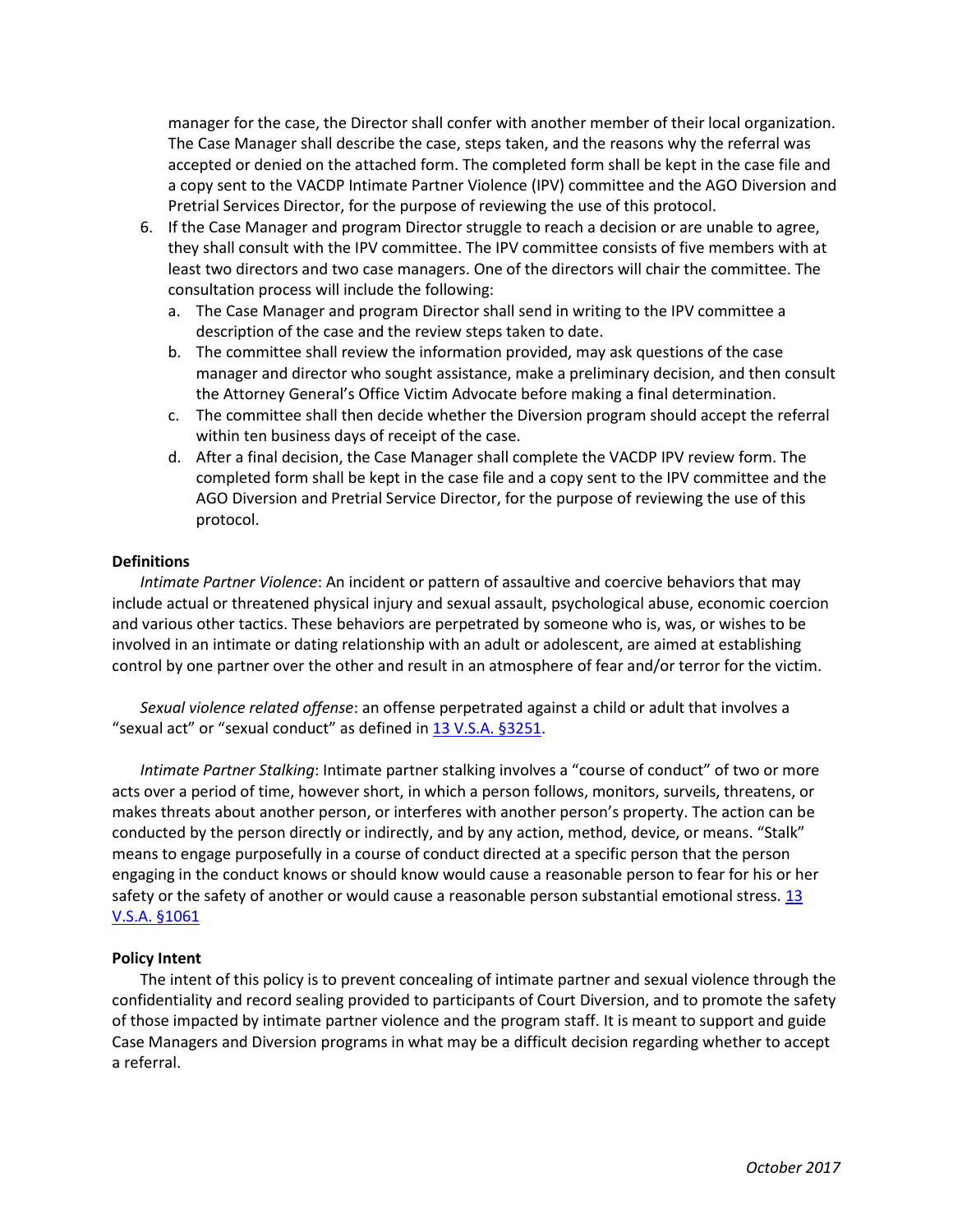manager for the case, the Director shall confer with another member of their local organization. The Case Manager shall describe the case, steps taken, and the reasons why the referral was accepted or denied on the attached form. The completed form shall be kept in the case file and a copy sent to the VACDP Intimate Partner Violence (IPV) committee and the AGO Diversion and Pretrial Services Director, for the purpose of reviewing the use of this protocol.

6. If the Case Manager and program Director struggle to reach a decision or are unable to agree, they shall consult with the IPV committee. The IPV committee consists of five members with at least two directors and two case managers. One of the directors will chair the committee. The consultation process will include the following:
   a. The Case Manager and program Director shall send in writing to the IPV committee a description of the case and the review steps taken to date.
   b. The committee shall review the information provided, may ask questions of the case manager and director who sought assistance, make a preliminary decision, and then consult the Attorney General's Office Victim Advocate before making a final determination.
   c. The committee shall then decide whether the Diversion program should accept the referral within ten business days of receipt of the case.
   d. After a final decision, the Case Manager shall complete the VACDP IPV review form. The completed form shall be kept in the case file and a copy sent to the IPV committee and the AGO Diversion and Pretrial Service Director, for the purpose of reviewing the use of this protocol.

**Definitions**

*Intimate Partner Violence*: An incident or pattern of assaultive and coercive behaviors that may include actual or threatened physical injury and sexual assault, psychological abuse, economic coercion and various other tactics. These behaviors are perpetrated by someone who is, was, or wishes to be involved in an intimate or dating relationship with an adult or adolescent, are aimed at establishing control by one partner over the other and result in an atmosphere of fear and/or terror for the victim.

*Sexual violence related offense*: an offense perpetrated against a child or adult that involves a "sexual act" or "sexual conduct" as defined in 13 V.S.A. §3251.

*Intimate Partner Stalking*: Intimate partner stalking involves a "course of conduct" of two or more acts over a period of time, however short, in which a person follows, monitors, surveils, threatens, or makes threats about another person, or interferes with another person's property. The action can be conducted by the person directly or indirectly, and by any action, method, device, or means. "Stalk" means to engage purposefully in a course of conduct directed at a specific person that the person engaging in the conduct knows or should know would cause a reasonable person to fear for his or her safety or the safety of another or would cause a reasonable person substantial emotional stress. 13 V.S.A. §1061

**Policy Intent**

The intent of this policy is to prevent concealing of intimate partner and sexual violence through the confidentiality and record sealing provided to participants of Court Diversion, and to promote the safety of those impacted by intimate partner violence and the program staff. It is meant to support and guide Case Managers and Diversion programs in what may be a difficult decision regarding whether to accept a referral.

*October 2017*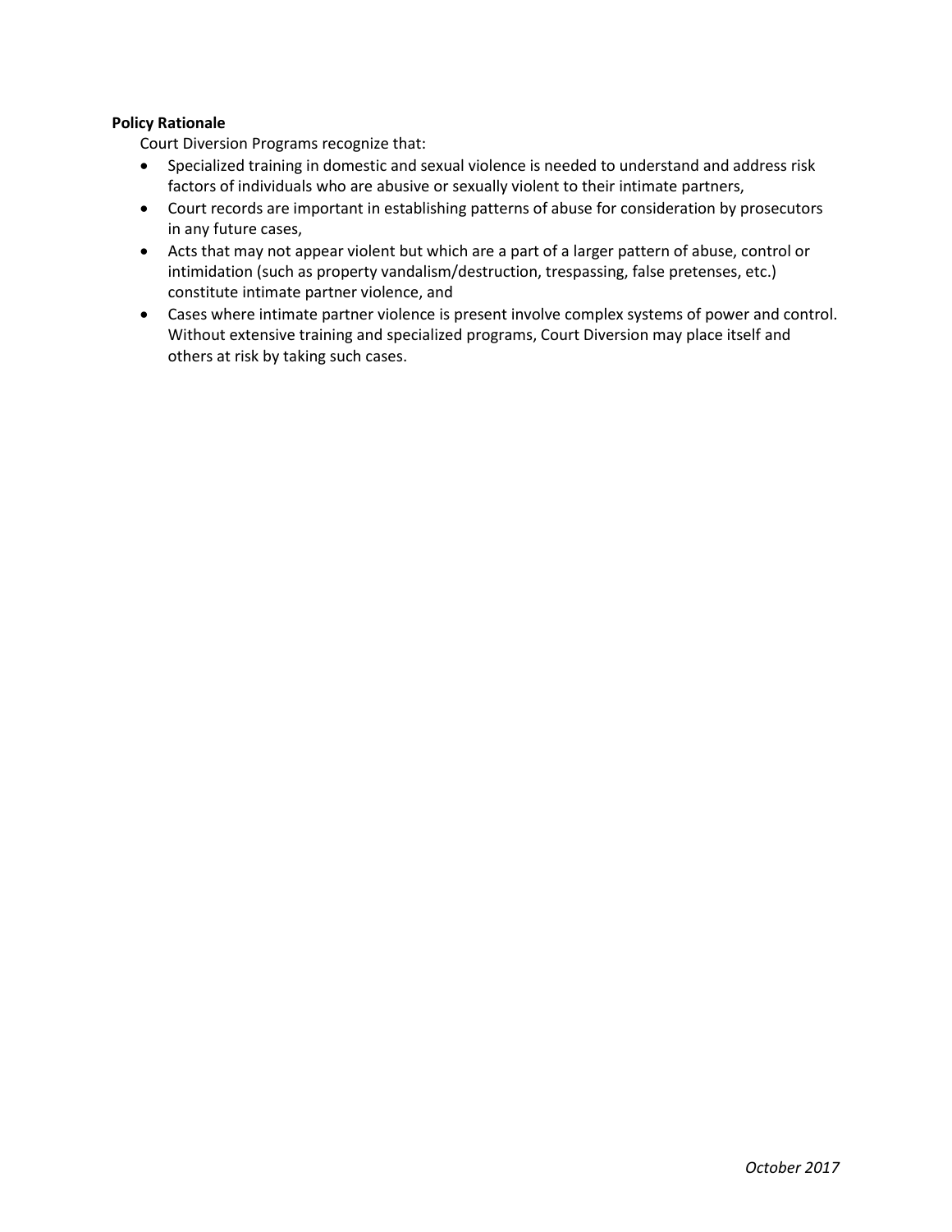**Policy Rationale**

Court Diversion Programs recognize that:

- Specialized training in domestic and sexual violence is needed to understand and address risk factors of individuals who are abusive or sexually violent to their intimate partners,
- Court records are important in establishing patterns of abuse for consideration by prosecutors in any future cases,
- Acts that may not appear violent but which are a part of a larger pattern of abuse, control or intimidation (such as property vandalism/destruction, trespassing, false pretenses, etc.) constitute intimate partner violence, and
- Cases where intimate partner violence is present involve complex systems of power and control. Without extensive training and specialized programs, Court Diversion may place itself and others at risk by taking such cases.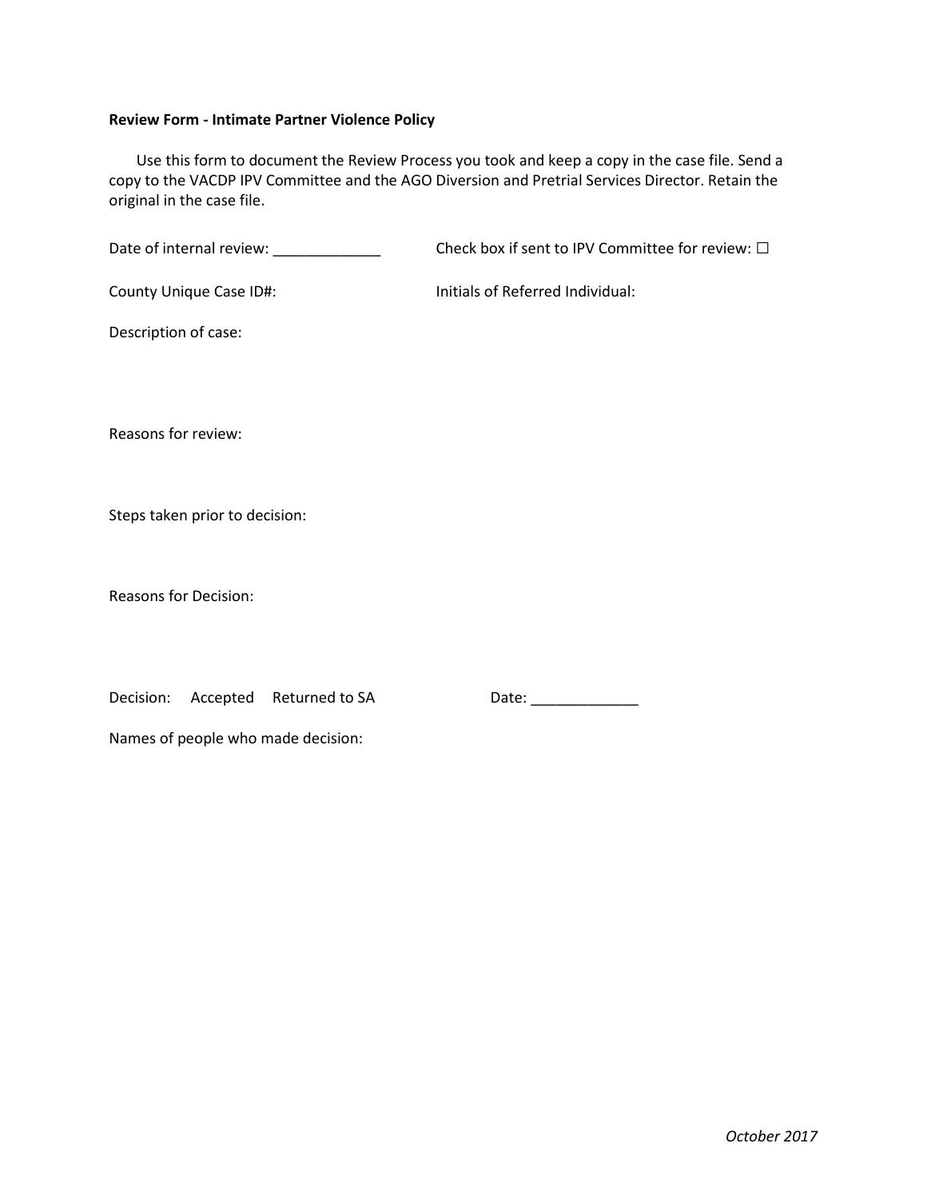**Review Form - Intimate Partner Violence Policy**

Use this form to document the Review Process you took and keep a copy in the case file. Send a copy to the VACDP IPV Committee and the AGO Diversion and Pretrial Services Director. Retain the original in the case file.

Date of internal review: _____________

Check box if sent to IPV Committee for review: ☐

County Unique Case ID#:

Initials of Referred Individual:

Description of case:

Reasons for review:

Steps taken prior to decision:

Reasons for Decision:

Decision: Accepted Returned to SA

Date: _____________

Names of people who made decision:

*October 2017*